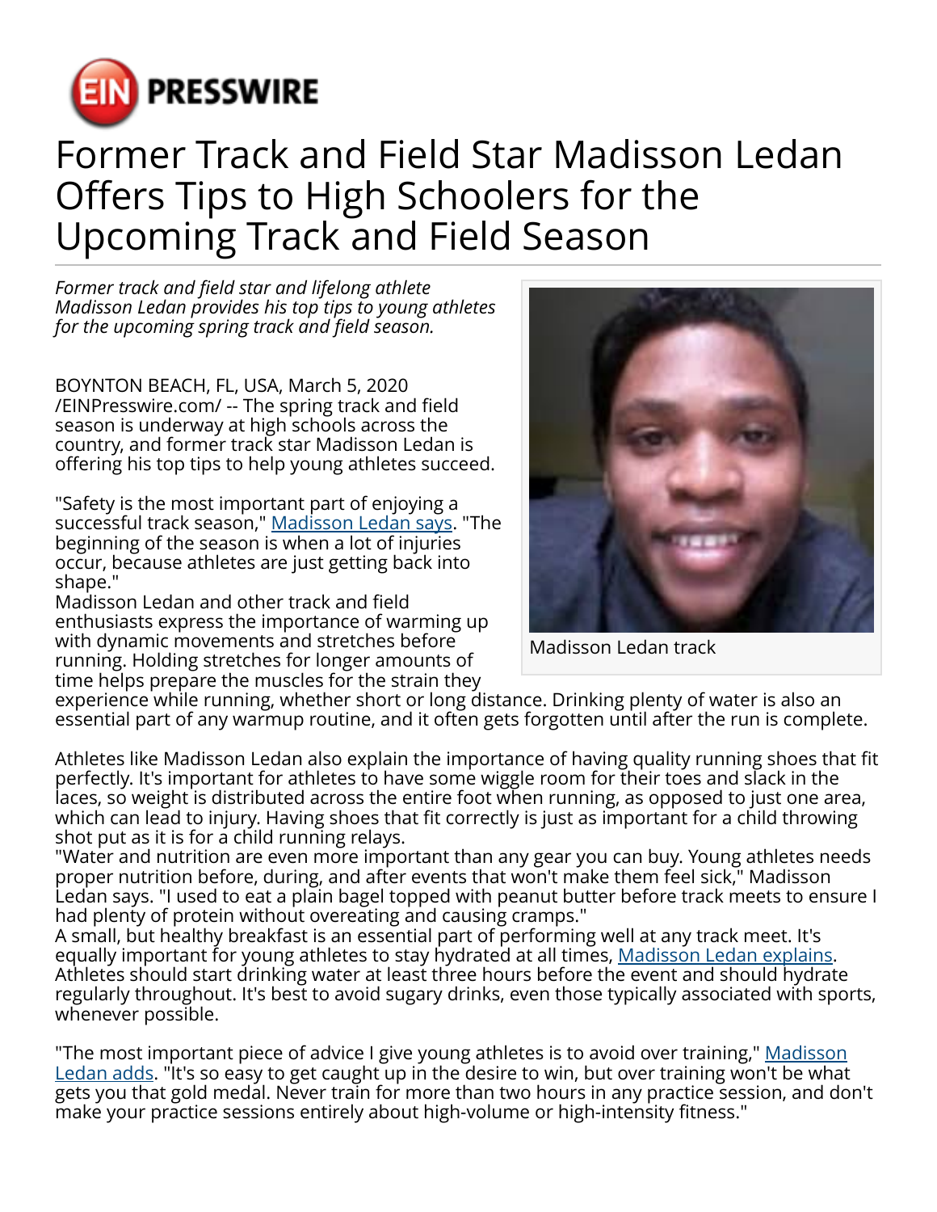EIN PRESSWIRE

# Former Track and Field Star Madisson Ledan Offers Tips to High Schoolers for the Upcoming Track and Field Season

*Former track and field star and lifelong athlete Madisson Ledan provides his top tips to young athletes for the upcoming spring track and field season.*

Madisson Ledan track

BOYNTON BEACH, FL, USA, March 5, 2020 /EINPresswire.com/ -- The spring track and field season is underway at high schools across the country, and former track star Madisson Ledan is offering his top tips to help young athletes succeed.

"Safety is the most important part of enjoying a successful track season," Madisson Ledan says. "The beginning of the season is when a lot of injuries occur, because athletes are just getting back into shape."

Madisson Ledan and other track and field enthusiasts express the importance of warming up with dynamic movements and stretches before running. Holding stretches for longer amounts of time helps prepare the muscles for the strain they experience while running, whether short or long distance. Drinking plenty of water is also an essential part of any warmup routine, and it often gets forgotten until after the run is complete.

Athletes like Madisson Ledan also explain the importance of having quality running shoes that fit perfectly. It's important for athletes to have some wiggle room for their toes and slack in the laces, so weight is distributed across the entire foot when running, as opposed to just one area, which can lead to injury. Having shoes that fit correctly is just as important for a child throwing shot put as it is for a child running relays.

"Water and nutrition are even more important than any gear you can buy. Young athletes needs proper nutrition before, during, and after events that won't make them feel sick," Madisson Ledan says. "I used to eat a plain bagel topped with peanut butter before track meets to ensure I had plenty of protein without overeating and causing cramps."

A small, but healthy breakfast is an essential part of performing well at any track meet. It's equally important for young athletes to stay hydrated at all times, Madisson Ledan explains. Athletes should start drinking water at least three hours before the event and should hydrate regularly throughout. It's best to avoid sugary drinks, even those typically associated with sports, whenever possible.

"The most important piece of advice I give young athletes is to avoid over training," Madisson Ledan adds. "It's so easy to get caught up in the desire to win, but over training won't be what gets you that gold medal. Never train for more than two hours in any practice session, and don't make your practice sessions entirely about high-volume or high-intensity fitness."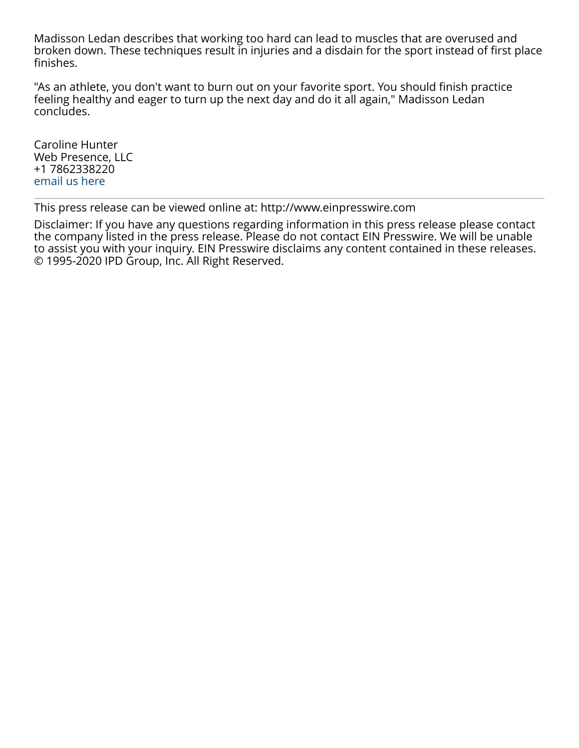Madisson Ledan describes that working too hard can lead to muscles that are overused and broken down. These techniques result in injuries and a disdain for the sport instead of first place finishes.

"As an athlete, you don't want to burn out on your favorite sport. You should finish practice feeling healthy and eager to turn up the next day and do it all again," Madisson Ledan concludes.

Caroline Hunter
Web Presence, LLC
+1 7862338220
email us here

---

This press release can be viewed online at: http://www.einpresswire.com

Disclaimer: If you have any questions regarding information in this press release please contact the company listed in the press release. Please do not contact EIN Presswire. We will be unable to assist you with your inquiry. EIN Presswire disclaims any content contained in these releases. © 1995-2020 IPD Group, Inc. All Right Reserved.